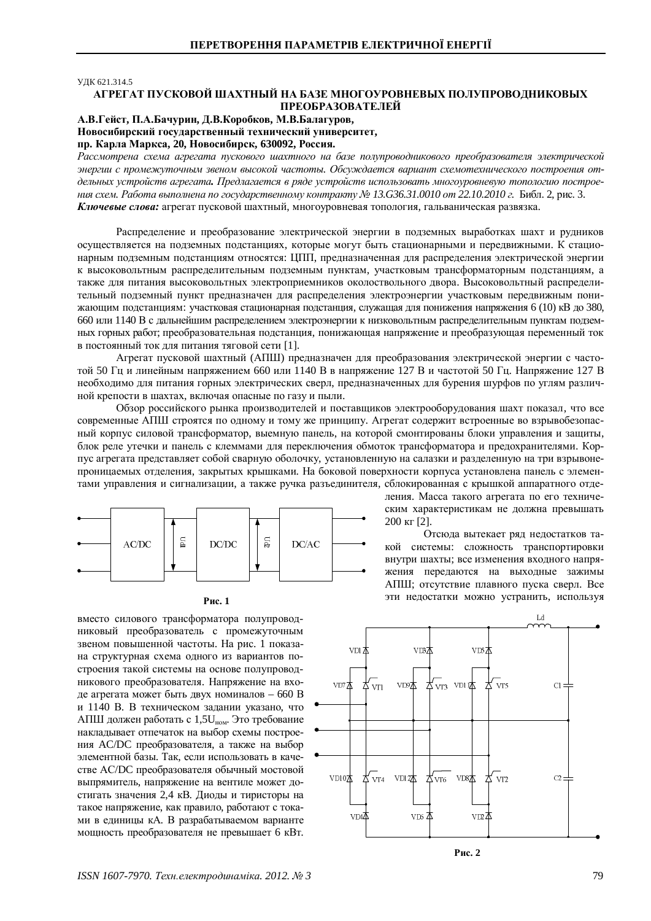УДК 621.314.5

# АГРЕГАТ ПУСКОВОЙ ШАХТНЫЙ НА БАЗЕ МНОГОУРОВНЕВЫХ ПОЛУПРОВОДНИКОВЫХ ПРЕОБРАЗОВАТЕЛЕЙ

**А.В.Гейст, П.А.Бачурин, Д.В.Коробков, М.В.Балагуров,**
**Новосибирский государственный технический университет,**
**пр. Карла Маркса, 20, Новосибирск, 630092, Россия.**

*Рассмотрена схема агрегата пускового шахтного на базе полупроводникового преобразователя электрической энергии с промежуточным звеном высокой частоты. Обсуждается вариант схемотехнического построения отдельных устройств агрегата. Предлагается в ряде устройств использовать многоуровневую топологию построения схем. Работа выполнена по государственному контракту № 13.G36.31.0010 от 22.10.2010 г.* Библ. 2, рис. 3.

***Ключевые слова:*** агрегат пусковой шахтный, многоуровневая топология, гальваническая развязка.

Распределение и преобразование электрической энергии в подземных выработках шахт и рудников осуществляется на подземных подстанциях, которые могут быть стационарными и передвижными. К стационарным подземным подстанциям относятся: ЦПП, предназначенная для распределения электрической энергии к высоковольтным распределительным подземным пунктам, участковым трансформаторным подстанциям, а также для питания высоковольтных электроприемников околоствольного двора. Высоковольтный распределительный подземный пункт предназначен для распределения электроэнергии участковым передвижным понижающим подстанциям: участковая стационарная подстанция, служащая для понижения напряжения 6 (10) кВ до 380, 660 или 1140 В с дальнейшим распределением электроэнергии к низковольтным распределительным пунктам подземных горных работ; преобразовательная подстанция, понижающая напряжение и преобразующая переменный ток в постоянный ток для питания тяговой сети [1].

Агрегат пусковой шахтный (АПШ) предназначен для преобразования электрической энергии с частотой 50 Гц и линейным напряжением 660 или 1140 В в напряжение 127 В и частотой 50 Гц. Напряжение 127 В необходимо для питания горных электрических сверл, предназначенных для бурения шурфов по углям различной крепости в шахтах, включая опасные по газу и пыли.

Обзор российского рынка производителей и поставщиков электрооборудования шахт показал, что все современные АПШ строятся по одному и тому же принципу. Агрегат содержит встроенные во взрывобезопасный корпус силовой трансформатор, выемную панель, на которой смонтированы блоки управления и защиты, блок реле утечки и панель с клеммами для переключения обмоток трансформатора и предохранителями. Корпус агрегата представляет собой сварную оболочку, установленную на салазки и разделенную на три взрывонепроницаемых отделения, закрытых крышками. На боковой поверхности корпуса установлена панель с элементами управления и сигнализации, а также ручка разъединителя, сблокированная с крышкой аппаратного отделения. Масса такого агрегата по его техническим характеристикам не должна превышать 200 кг [2].

Отсюда вытекает ряд недостатков такой системы: сложность транспортировки внутри шахты; все изменения входного напряжения передаются на выходные зажимы АПШ; отсутствие плавного пуска сверл. Все эти недостатки можно устранить, используя вместо силового трансформатора полупроводниковый преобразователь с промежуточным звеном повышенной частоты. На рис. 1 показана структурная схема одного из вариантов построения такой системы на основе полупроводникового преобразователя. Напряжение на входе агрегата может быть двух номиналов – 660 В и 1140 В. В техническом задании указано, что АПШ должен работать с $1{,}5U_{ном}$. Это требование накладывает отпечаток на выбор схемы построения AC/DC преобразователя, а также на выбор элементной базы. Так, если использовать в качестве AC/DC преобразователя обычный мостовой выпрямитель, напряжение на вентиле может достигать значения 2,4 кВ. Диоды и тиристоры на такое напряжение, как правило, работают с токами в единицы кА. В разрабатываемом варианте мощность преобразователя не превышает 6 кВт.

**Рис. 1**

**Рис. 2**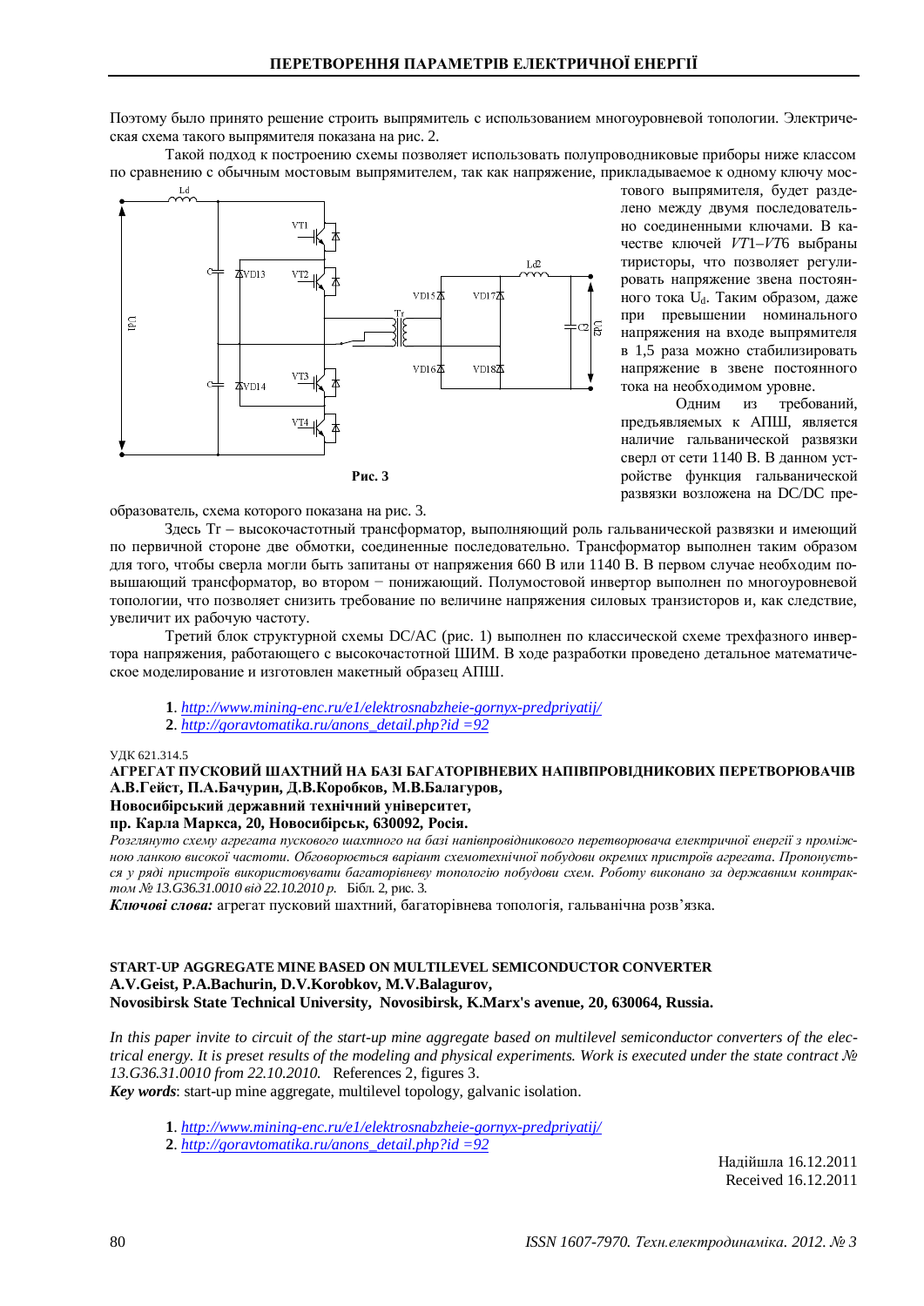Поэтому было принято решение строить выпрямитель с использованием многоуровневой топологии. Электрическая схема такого выпрямителя показана на рис. 2.

Такой подход к построению схемы позволяет использовать полупроводниковые приборы ниже классом по сравнению с обычным мостовым выпрямителем, так как напряжение, прикладываемое к одному ключу мостового выпрямителя, будет разделено между двумя последовательно соединенными ключами. В качестве ключей *VT*1–*VT*6 выбраны тиристоры, что позволяет регулировать напряжение звена постоянного тока $U_d$. Таким образом, даже при превышении номинального напряжения на входе выпрямителя в 1,5 раза можно стабилизировать напряжение в звене постоянного тока на необходимом уровне.

Одним из требований, предъявляемых к АПШ, является наличие гальванической развязки сверл от сети 1140 В. В данном устройстве функция гальванической развязки возложена на DC/DC преобразователь, схема которого показана на рис. 3.

Ld
U1
C
VD13
VT1
VT2
VT3
VT4
VD14
C
Tr
VD15
VD16
VD17
VD18
Ld2
C2
U2

Рис. 3

Здесь Tr – высокочастотный трансформатор, выполняющий роль гальванической развязки и имеющий по первичной стороне две обмотки, соединенные последовательно. Трансформатор выполнен таким образом для того, чтобы сверла могли быть запитаны от напряжения 660 В или 1140 В. В первом случае необходим повышающий трансформатор, во втором − понижающий. Полумостовой инвертор выполнен по многоуровневой топологии, что позволяет снизить требование по величине напряжения силовых транзисторов и, как следствие, увеличит их рабочую частоту.

Третий блок структурной схемы DC/AC (рис. 1) выполнен по классической схеме трехфазного инвертора напряжения, работающего с высокочастотной ШИМ. В ходе разработки проведено детальное математическое моделирование и изготовлен макетный образец АПШ.

1. http://www.mining-enc.ru/e1/elektrosnabzheie-gornyx-predpriyatij/
2. http://goravtomatika.ru/anons_detail.php?id =92

УДК 621.314.5

**АГРЕГАТ ПУСКОВИЙ ШАХТНИЙ НА БАЗІ БАГАТОРІВНЕВИХ НАПІВПРОВІДНИКОВИХ ПЕРЕТВОРЮВАЧІВ**
**А.В.Гейст, П.А.Бачурин, Д.В.Коробков, М.В.Балагуров,**
**Новосибірський державний технічний університет,**
**пр. Карла Маркса, 20, Новосибірськ, 630092, Росія.**

*Розглянуто схему агрегата пускового шахтного на базі напівпровідникового перетворювача електричної енергії з проміжною ланкою високої частоти. Обговорюється варіант схемотехнічної побудови окремих пристроїв агрегата. Пропонується у ряді пристроїв використовувати багаторівневу топологію побудови схем. Роботу виконано за державним контрактом № 13.G36.31.0010 від 22.10.2010 р.* Бібл. 2, рис. 3.

***Ключові слова:*** агрегат пусковий шахтний, багаторівнева топологія, гальванічна розв'язка.

**START-UP AGGREGATE MINE BASED ON MULTILEVEL SEMICONDUCTOR CONVERTER**
**A.V.Geist, P.A.Bachurin, D.V.Korobkov, M.V.Balagurov,**
**Novosibirsk State Technical University, Novosibirsk, K.Marx's avenue, 20, 630064, Russia.**

*In this paper invite to circuit of the start-up mine aggregate based on multilevel semiconductor converters of the electrical energy. It is preset results of the modeling and physical experiments. Work is executed under the state contract № 13.G36.31.0010 from 22.10.2010.* References 2, figures 3.

***Key words***: start-up mine aggregate, multilevel topology, galvanic isolation.

1. http://www.mining-enc.ru/e1/elektrosnabzheie-gornyx-predpriyatij/
2. http://goravtomatika.ru/anons_detail.php?id =92

Надійшла 16.12.2011
Received 16.12.2011